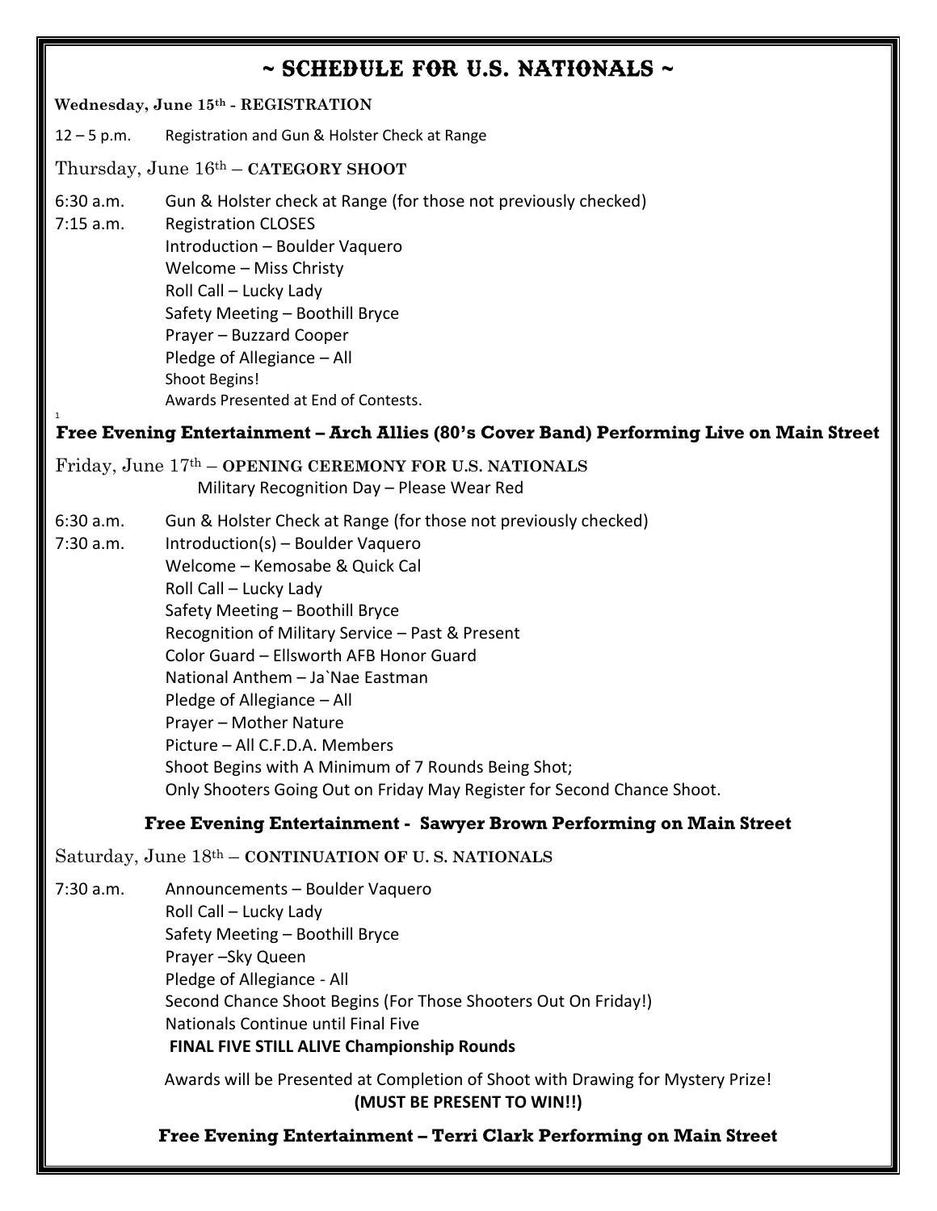# ~ SCHEDULE FOR U.S. NATIONALS ~

**Wednesday, June 15th - REGISTRATION**

12 – 5 p.m. Registration and Gun & Holster Check at Range

Thursday, June 16th – **CATEGORY SHOOT**

6:30 a.m. Gun & Holster check at Range (for those not previously checked)
7:15 a.m. Registration CLOSES
Introduction – Boulder Vaquero
Welcome – Miss Christy
Roll Call – Lucky Lady
Safety Meeting – Boothill Bryce
Prayer – Buzzard Cooper
Pledge of Allegiance – All
Shoot Begins!
Awards Presented at End of Contests.

**Free Evening Entertainment – Arch Allies (80's Cover Band) Performing Live on Main Street**

Friday, June 17th – **OPENING CEREMONY FOR U.S. NATIONALS**
Military Recognition Day – Please Wear Red

6:30 a.m. Gun & Holster Check at Range (for those not previously checked)
7:30 a.m. Introduction(s) – Boulder Vaquero
Welcome – Kemosabe & Quick Cal
Roll Call – Lucky Lady
Safety Meeting – Boothill Bryce
Recognition of Military Service – Past & Present
Color Guard – Ellsworth AFB Honor Guard
National Anthem – Ja`Nae Eastman
Pledge of Allegiance – All
Prayer – Mother Nature
Picture – All C.F.D.A. Members
Shoot Begins with A Minimum of 7 Rounds Being Shot;
Only Shooters Going Out on Friday May Register for Second Chance Shoot.

**Free Evening Entertainment - Sawyer Brown Performing on Main Street**

Saturday, June 18th – **CONTINUATION OF U. S. NATIONALS**

7:30 a.m. Announcements – Boulder Vaquero
Roll Call – Lucky Lady
Safety Meeting – Boothill Bryce
Prayer –Sky Queen
Pledge of Allegiance - All
Second Chance Shoot Begins (For Those Shooters Out On Friday!)
Nationals Continue until Final Five
**FINAL FIVE STILL ALIVE Championship Rounds**

Awards will be Presented at Completion of Shoot with Drawing for Mystery Prize!
**(MUST BE PRESENT TO WIN!!)**

**Free Evening Entertainment – Terri Clark Performing on Main Street**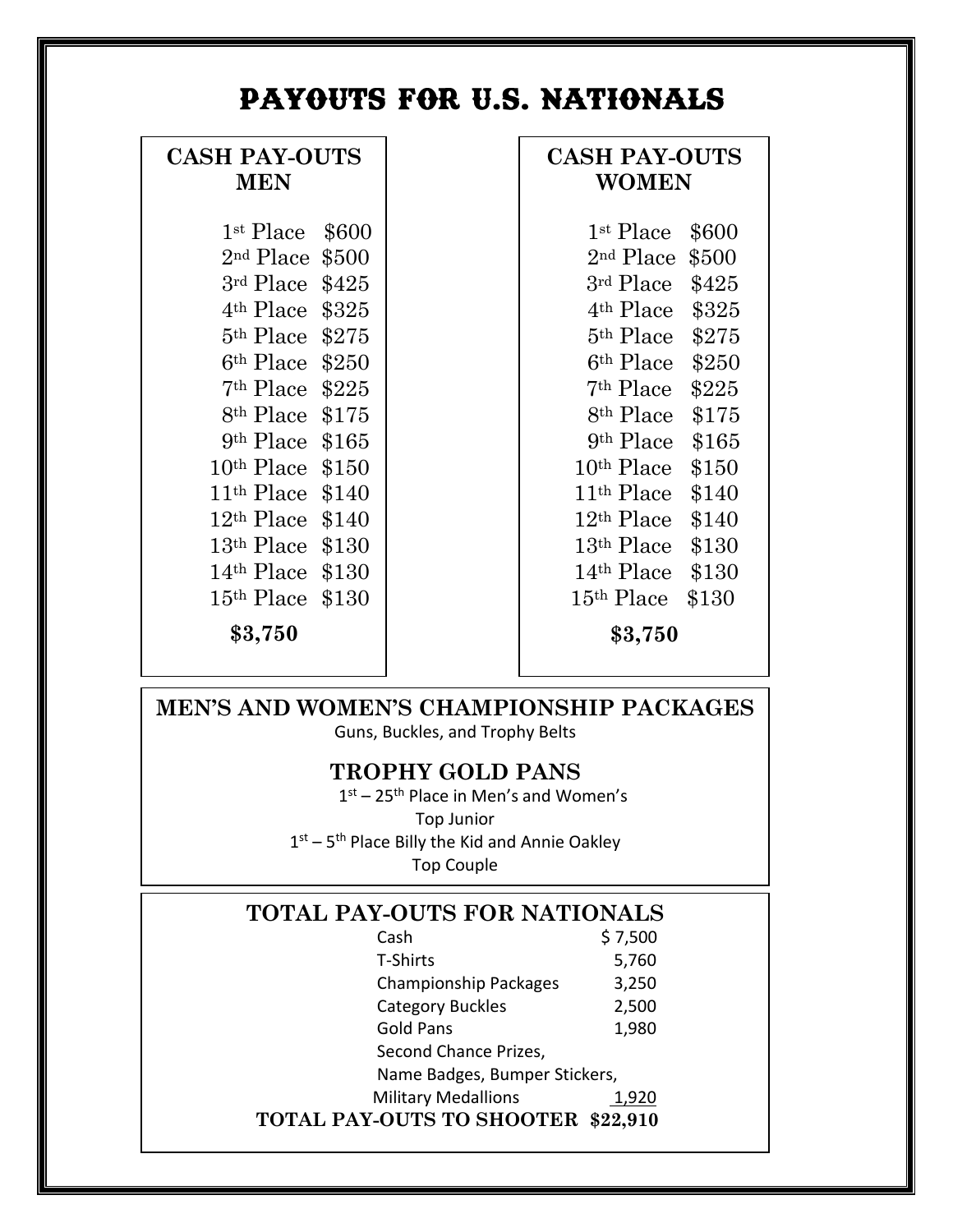# PAYOUTS FOR U.S. NATIONALS

## CASH PAY-OUTS MEN

| | |
|---|---|
| 1st Place | $600 |
| 2nd Place | $500 |
| 3rd Place | $425 |
| 4th Place | $325 |
| 5th Place | $275 |
| 6th Place | $250 |
| 7th Place | $225 |
| 8th Place | $175 |
| 9th Place | $165 |
| 10th Place | $150 |
| 11th Place | $140 |
| 12th Place | $140 |
| 13th Place | $130 |
| 14th Place | $130 |
| 15th Place | $130 |

**$3,750**

## CASH PAY-OUTS WOMEN

| | |
|---|---|
| 1st Place | $600 |
| 2nd Place | $500 |
| 3rd Place | $425 |
| 4th Place | $325 |
| 5th Place | $275 |
| 6th Place | $250 |
| 7th Place | $225 |
| 8th Place | $175 |
| 9th Place | $165 |
| 10th Place | $150 |
| 11th Place | $140 |
| 12th Place | $140 |
| 13th Place | $130 |
| 14th Place | $130 |
| 15th Place | $130 |

**$3,750**

## MEN'S AND WOMEN'S CHAMPIONSHIP PACKAGES

Guns, Buckles, and Trophy Belts

## TROPHY GOLD PANS

1st – 25th Place in Men's and Women's

Top Junior

1st – 5th Place Billy the Kid and Annie Oakley

Top Couple

## TOTAL PAY-OUTS FOR NATIONALS

| | |
|---|---|
| Cash | $ 7,500 |
| T-Shirts | 5,760 |
| Championship Packages | 3,250 |
| Category Buckles | 2,500 |
| Gold Pans | 1,980 |
| Second Chance Prizes, Name Badges, Bumper Stickers, Military Medallions | 1,920 |
| **TOTAL PAY-OUTS TO SHOOTER** | **$22,910** |